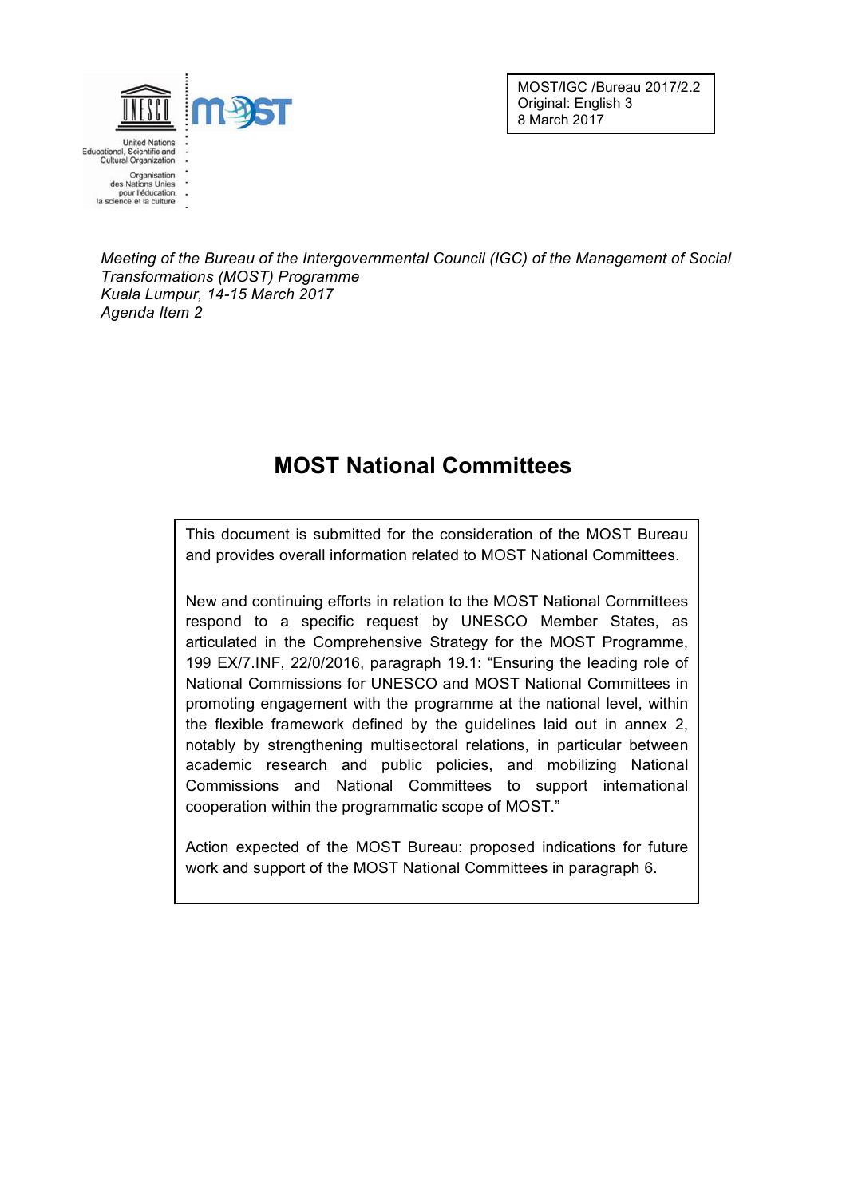United Nations Educational, Scientific and Cultural Organization

Organisation des Nations Unies pour l'éducation, la science et la culture

MOST/IGC /Bureau 2017/2.2
Original: English 3
8 March 2017

*Meeting of the Bureau of the Intergovernmental Council (IGC) of the Management of Social Transformations (MOST) Programme*
*Kuala Lumpur, 14-15 March 2017*
*Agenda Item 2*

# MOST National Committees

This document is submitted for the consideration of the MOST Bureau and provides overall information related to MOST National Committees.

New and continuing efforts in relation to the MOST National Committees respond to a specific request by UNESCO Member States, as articulated in the Comprehensive Strategy for the MOST Programme, 199 EX/7.INF, 22/0/2016, paragraph 19.1: "Ensuring the leading role of National Commissions for UNESCO and MOST National Committees in promoting engagement with the programme at the national level, within the flexible framework defined by the guidelines laid out in annex 2, notably by strengthening multisectoral relations, in particular between academic research and public policies, and mobilizing National Commissions and National Committees to support international cooperation within the programmatic scope of MOST."

Action expected of the MOST Bureau: proposed indications for future work and support of the MOST National Committees in paragraph 6.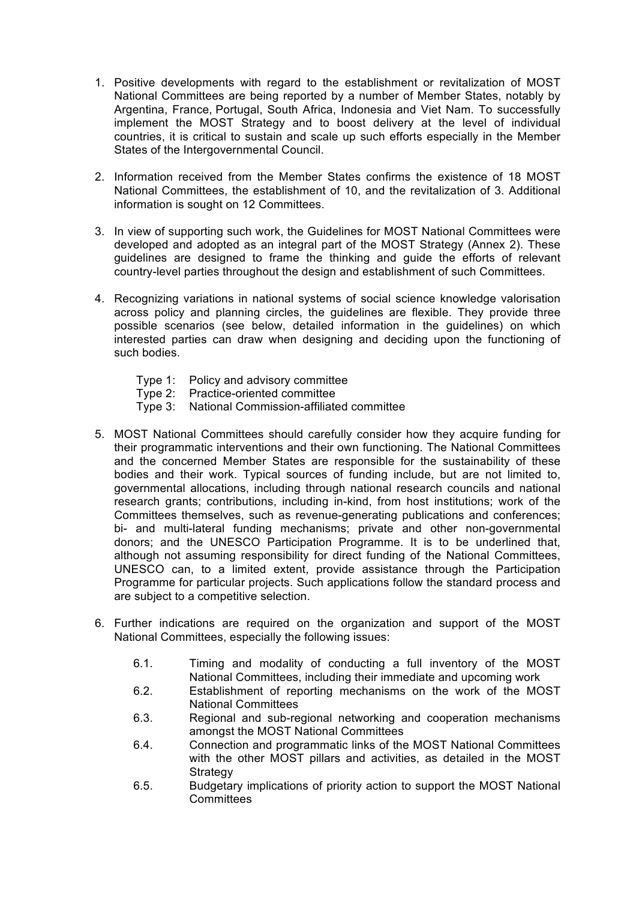1. Positive developments with regard to the establishment or revitalization of MOST National Committees are being reported by a number of Member States, notably by Argentina, France, Portugal, South Africa, Indonesia and Viet Nam. To successfully implement the MOST Strategy and to boost delivery at the level of individual countries, it is critical to sustain and scale up such efforts especially in the Member States of the Intergovernmental Council.

2. Information received from the Member States confirms the existence of 18 MOST National Committees, the establishment of 10, and the revitalization of 3. Additional information is sought on 12 Committees.

3. In view of supporting such work, the Guidelines for MOST National Committees were developed and adopted as an integral part of the MOST Strategy (Annex 2). These guidelines are designed to frame the thinking and guide the efforts of relevant country-level parties throughout the design and establishment of such Committees.

4. Recognizing variations in national systems of social science knowledge valorisation across policy and planning circles, the guidelines are flexible. They provide three possible scenarios (see below, detailed information in the guidelines) on which interested parties can draw when designing and deciding upon the functioning of such bodies.

   Type 1: Policy and advisory committee
   Type 2: Practice-oriented committee
   Type 3: National Commission-affiliated committee

5. MOST National Committees should carefully consider how they acquire funding for their programmatic interventions and their own functioning. The National Committees and the concerned Member States are responsible for the sustainability of these bodies and their work. Typical sources of funding include, but are not limited to, governmental allocations, including through national research councils and national research grants; contributions, including in-kind, from host institutions; work of the Committees themselves, such as revenue-generating publications and conferences; bi- and multi-lateral funding mechanisms; private and other non-governmental donors; and the UNESCO Participation Programme. It is to be underlined that, although not assuming responsibility for direct funding of the National Committees, UNESCO can, to a limited extent, provide assistance through the Participation Programme for particular projects. Such applications follow the standard process and are subject to a competitive selection.

6. Further indications are required on the organization and support of the MOST National Committees, especially the following issues:

   6.1. Timing and modality of conducting a full inventory of the MOST National Committees, including their immediate and upcoming work
   6.2. Establishment of reporting mechanisms on the work of the MOST National Committees
   6.3. Regional and sub-regional networking and cooperation mechanisms amongst the MOST National Committees
   6.4. Connection and programmatic links of the MOST National Committees with the other MOST pillars and activities, as detailed in the MOST Strategy
   6.5. Budgetary implications of priority action to support the MOST National Committees